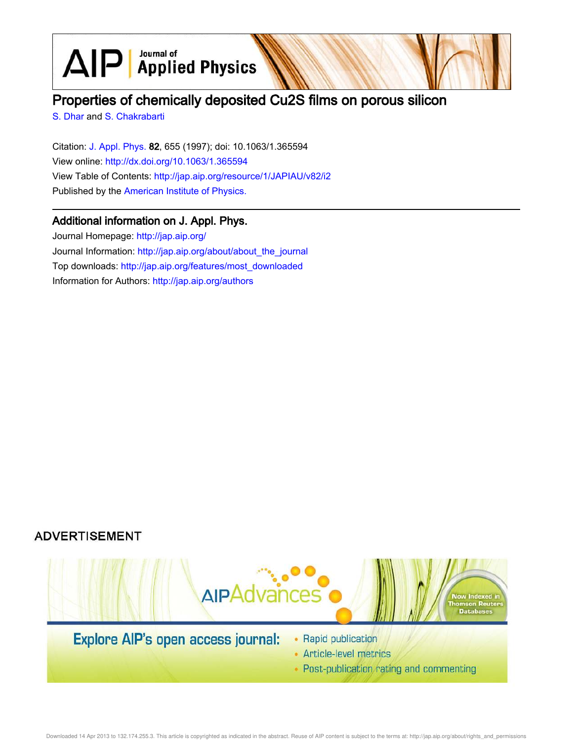# Properties of chemically deposited Cu2S films on porous silicon

S. Dhar and S. Chakrabarti

Citation: J. Appl. Phys. **82**, 655 (1997); doi: 10.1063/1.365594

View online: http://dx.doi.org/10.1063/1.365594

View Table of Contents: http://jap.aip.org/resource/1/JAPIAU/v82/i2

Published by the American Institute of Physics.

## Additional information on J. Appl. Phys.

Journal Homepage: http://jap.aip.org/

Journal Information: http://jap.aip.org/about/about_the_journal

Top downloads: http://jap.aip.org/features/most_downloaded

Information for Authors: http://jap.aip.org/authors

ADVERTISEMENT

AIPAdvances

Now Indexed in Thomson Reuters Databases

Explore AIP's open access journal:

- Rapid publication
- Article-level metrics
- Post-publication rating and commenting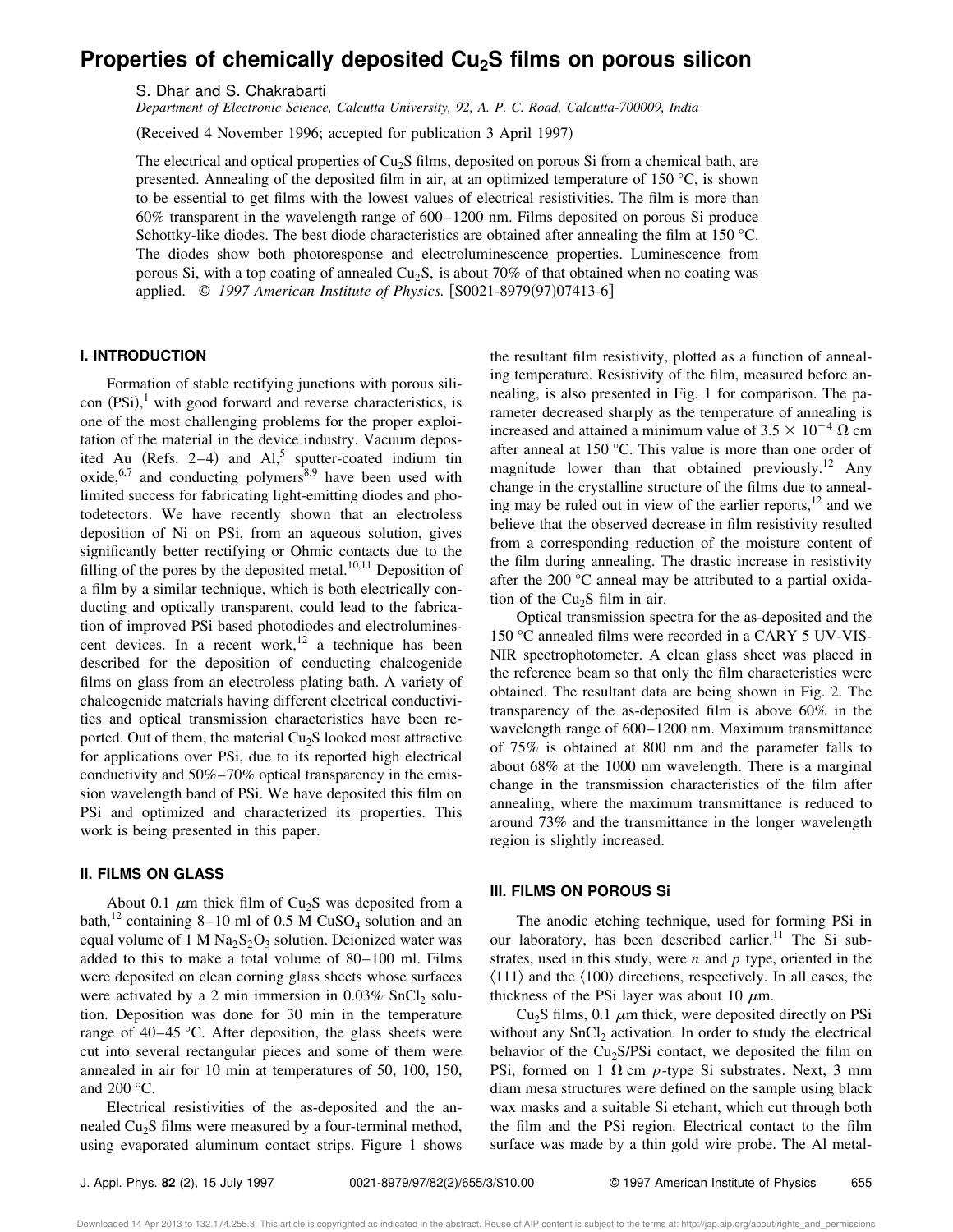# Properties of chemically deposited $Cu_2S$ films on porous silicon

S. Dhar and S. Chakrabarti

*Department of Electronic Science, Calcutta University, 92, A. P. C. Road, Calcutta-700009, India*

(Received 4 November 1996; accepted for publication 3 April 1997)

The electrical and optical properties of $Cu_2S$ films, deposited on porous Si from a chemical bath, are presented. Annealing of the deposited film in air, at an optimized temperature of 150 °C, is shown to be essential to get films with the lowest values of electrical resistivities. The film is more than 60% transparent in the wavelength range of 600–1200 nm. Films deposited on porous Si produce Schottky-like diodes. The best diode characteristics are obtained after annealing the film at 150 °C. The diodes show both photoresponse and electroluminescence properties. Luminescence from porous Si, with a top coating of annealed $Cu_2S$, is about 70% of that obtained when no coating was applied. © *1997 American Institute of Physics.* [S0021-8979(97)07413-6]

## I. INTRODUCTION

Formation of stable rectifying junctions with porous silicon (PSi),[1] with good forward and reverse characteristics, is one of the most challenging problems for the proper exploitation of the material in the device industry. Vacuum deposited Au (Refs. 2–4) and Al,[5] sputter-coated indium tin oxide,[6,7] and conducting polymers[8,9] have been used with limited success for fabricating light-emitting diodes and photodetectors. We have recently shown that an electroless deposition of Ni on PSi, from an aqueous solution, gives significantly better rectifying or Ohmic contacts due to the filling of the pores by the deposited metal.[10,11] Deposition of a film by a similar technique, which is both electrically conducting and optically transparent, could lead to the fabrication of improved PSi based photodiodes and electroluminescent devices. In a recent work,[12] a technique has been described for the deposition of conducting chalcogenide films on glass from an electroless plating bath. A variety of chalcogenide materials having different electrical conductivities and optical transmission characteristics have been reported. Out of them, the material $Cu_2S$ looked most attractive for applications over PSi, due to its reported high electrical conductivity and 50%–70% optical transparency in the emission wavelength band of PSi. We have deposited this film on PSi and optimized and characterized its properties. This work is being presented in this paper.

## II. FILMS ON GLASS

About 0.1 $\mu$m thick film of $Cu_2S$ was deposited from a bath,[12] containing 8–10 ml of 0.5 M $CuSO_4$ solution and an equal volume of 1 M $Na_2S_2O_3$ solution. Deionized water was added to this to make a total volume of 80–100 ml. Films were deposited on clean corning glass sheets whose surfaces were activated by a 2 min immersion in 0.03% $SnCl_2$ solution. Deposition was done for 30 min in the temperature range of 40–45 °C. After deposition, the glass sheets were cut into several rectangular pieces and some of them were annealed in air for 10 min at temperatures of 50, 100, 150, and 200 °C.

Electrical resistivities of the as-deposited and the annealed $Cu_2S$ films were measured by a four-terminal method, using evaporated aluminum contact strips. Figure 1 shows the resultant film resistivity, plotted as a function of annealing temperature. Resistivity of the film, measured before annealing, is also presented in Fig. 1 for comparison. The parameter decreased sharply as the temperature of annealing is increased and attained a minimum value of $3.5 \times 10^{-4}$ Ω cm after anneal at 150 °C. This value is more than one order of magnitude lower than that obtained previously.[12] Any change in the crystalline structure of the films due to annealing may be ruled out in view of the earlier reports,[12] and we believe that the observed decrease in film resistivity resulted from a corresponding reduction of the moisture content of the film during annealing. The drastic increase in resistivity after the 200 °C anneal may be attributed to a partial oxidation of the $Cu_2S$ film in air.

Optical transmission spectra for the as-deposited and the 150 °C annealed films were recorded in a CARY 5 UV-VIS-NIR spectrophotometer. A clean glass sheet was placed in the reference beam so that only the film characteristics were obtained. The resultant data are being shown in Fig. 2. The transparency of the as-deposited film is above 60% in the wavelength range of 600–1200 nm. Maximum transmittance of 75% is obtained at 800 nm and the parameter falls to about 68% at the 1000 nm wavelength. There is a marginal change in the transmission characteristics of the film after annealing, where the maximum transmittance is reduced to around 73% and the transmittance in the longer wavelength region is slightly increased.

## III. FILMS ON POROUS Si

The anodic etching technique, used for forming PSi in our laboratory, has been described earlier.[11] The Si substrates, used in this study, were *n* and *p* type, oriented in the ⟨111⟩ and the ⟨100⟩ directions, respectively. In all cases, the thickness of the PSi layer was about 10 $\mu$m.

$Cu_2S$ films, 0.1 $\mu$m thick, were deposited directly on PSi without any $SnCl_2$ activation. In order to study the electrical behavior of the $Cu_2S$/PSi contact, we deposited the film on PSi, formed on 1 Ω cm *p*-type Si substrates. Next, 3 mm diam mesa structures were defined on the sample using black wax masks and a suitable Si etchant, which cut through both the film and the PSi region. Electrical contact to the film surface was made by a thin gold wire probe. The Al metal-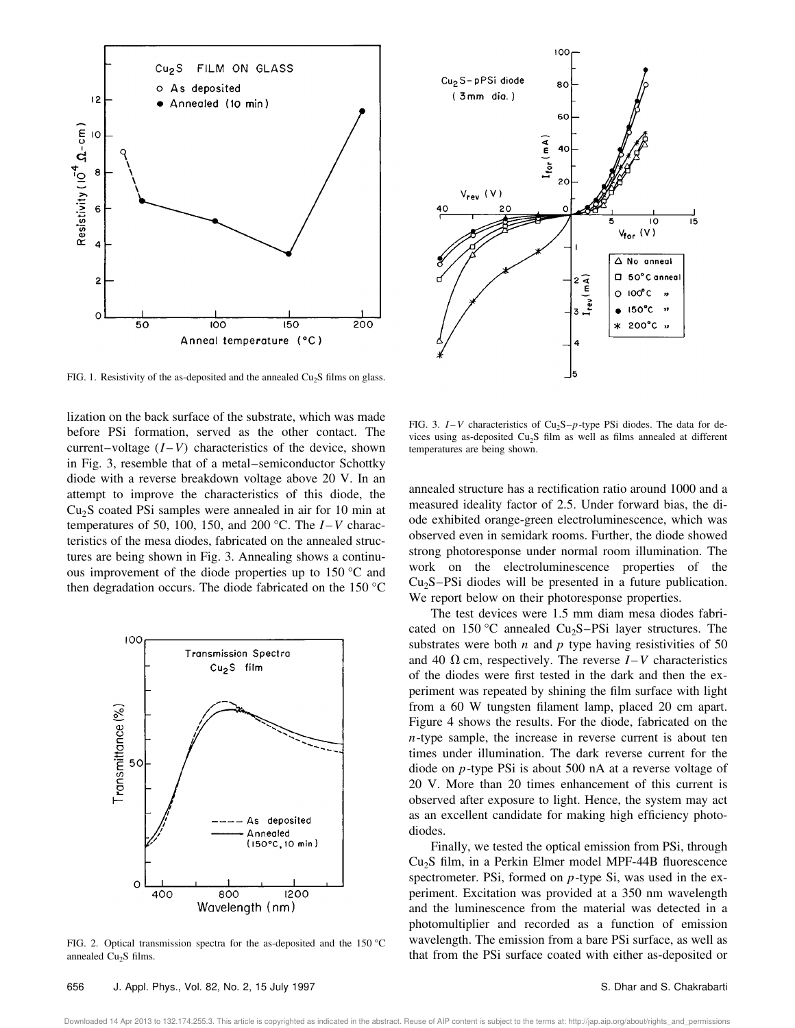FIG. 1. Resistivity of the as-deposited and the annealed $Cu_2S$ films on glass.

FIG. 2. Optical transmission spectra for the as-deposited and the 150 °C annealed $Cu_2S$ films.

FIG. 3. $I$–$V$ characteristics of $Cu_2S$–$p$-type PSi diodes. The data for devices using as-deposited $Cu_2S$ film as well as films annealed at different temperatures are being shown.

lization on the back surface of the substrate, which was made before PSi formation, served as the other contact. The current–voltage ($I$–$V$) characteristics of the device, shown in Fig. 3, resemble that of a metal–semiconductor Schottky diode with a reverse breakdown voltage above 20 V. In an attempt to improve the characteristics of this diode, the $Cu_2S$ coated PSi samples were annealed in air for 10 min at temperatures of 50, 100, 150, and 200 °C. The $I$–$V$ characteristics of the mesa diodes, fabricated on the annealed structures are being shown in Fig. 3. Annealing shows a continuous improvement of the diode properties up to 150 °C and then degradation occurs. The diode fabricated on the 150 °C annealed structure has a rectification ratio around 1000 and a measured ideality factor of 2.5. Under forward bias, the diode exhibited orange-green electroluminescence, which was observed even in semidark rooms. Further, the diode showed strong photoresponse under normal room illumination. The work on the electroluminescence properties of the $Cu_2S$–PSi diodes will be presented in a future publication. We report below on their photoresponse properties.

The test devices were 1.5 mm diam mesa diodes fabricated on 150 °C annealed $Cu_2S$–PSi layer structures. The substrates were both $n$ and $p$ type having resistivities of 50 and 40 Ω cm, respectively. The reverse $I$–$V$ characteristics of the diodes were first tested in the dark and then the experiment was repeated by shining the film surface with light from a 60 W tungsten filament lamp, placed 20 cm apart. Figure 4 shows the results. For the diode, fabricated on the $n$-type sample, the increase in reverse current is about ten times under illumination. The dark reverse current for the diode on $p$-type PSi is about 500 nA at a reverse voltage of 20 V. More than 20 times enhancement of this current is observed after exposure to light. Hence, the system may act as an excellent candidate for making high efficiency photodiodes.

Finally, we tested the optical emission from PSi, through $Cu_2S$ film, in a Perkin Elmer model MPF-44B fluorescence spectrometer. PSi, formed on $p$-type Si, was used in the experiment. Excitation was provided at a 350 nm wavelength and the luminescence from the material was detected in a photomultiplier and recorded as a function of emission wavelength. The emission from a bare PSi surface, as well as that from the PSi surface coated with either as-deposited or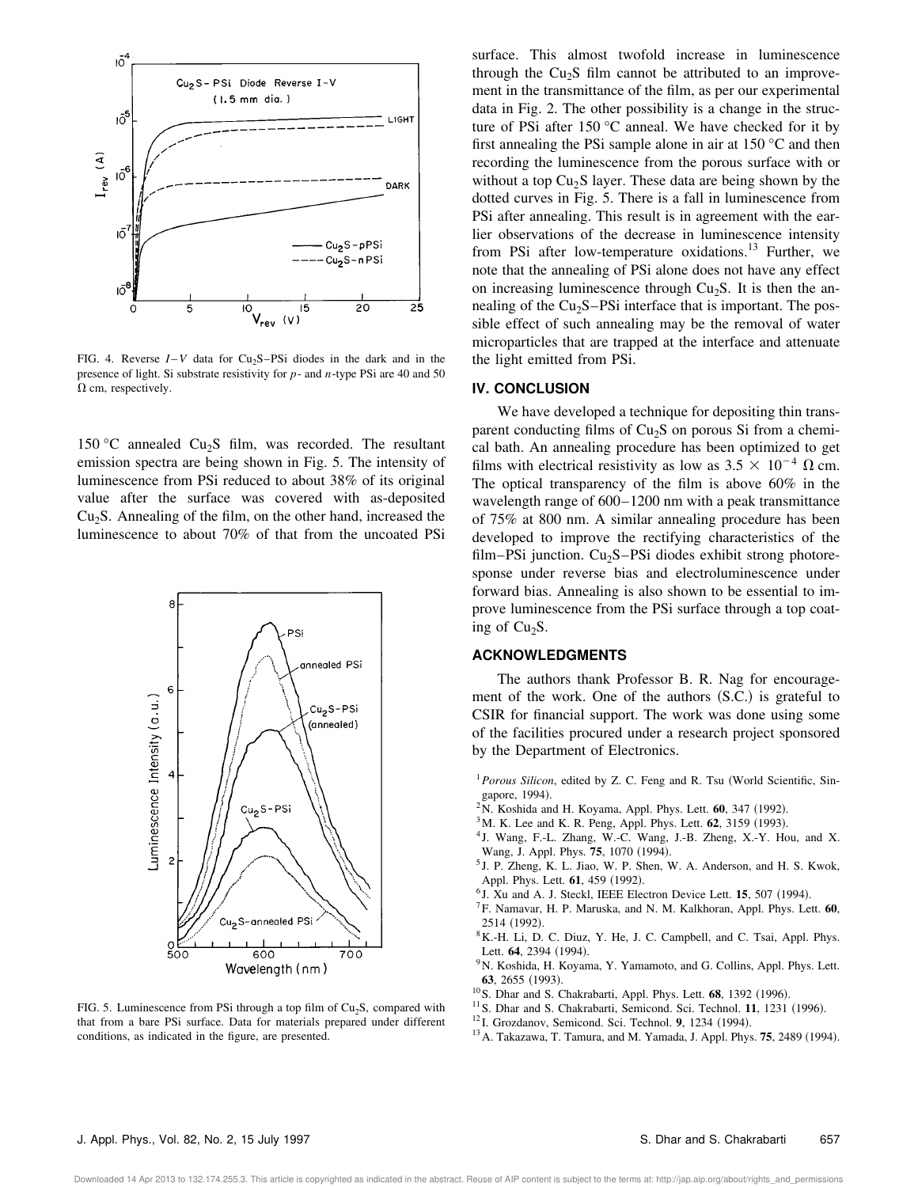Cu2S- PSi Diode Reverse I-V
(1.5 mm dia.)

LIGHT

DARK

Cu2S-pPSi
Cu2S-nPSi

$I_{rev}$ (A)

$V_{rev}$ (V)

$10^{-4}$ $10^{-5}$ $10^{-6}$ $10^{-7}$ $10^{-8}$

0 5 10 15 20 25

FIG. 4. Reverse $I$–$V$ data for $Cu_2S$–PSi diodes in the dark and in the presence of light. Si substrate resistivity for $p$- and $n$-type PSi are 40 and 50 $\Omega$ cm, respectively.

150 °C annealed $Cu_2S$ film, was recorded. The resultant emission spectra are being shown in Fig. 5. The intensity of luminescence from PSi reduced to about 38% of its original value after the surface was covered with as-deposited $Cu_2S$. Annealing of the film, on the other hand, increased the luminescence to about 70% of that from the uncoated PSi

PSi
annealed PSi
Cu2S-PSi (annealed)
Cu2S-PSi
Cu2S-annealed PSi

Luminescence Intensity (a.u.)

Wavelength (nm)

0 2 4 6 8

500 600 700

FIG. 5. Luminescence from PSi through a top film of $Cu_2S$, compared with that from a bare PSi surface. Data for materials prepared under different conditions, as indicated in the figure, are presented.

surface. This almost twofold increase in luminescence through the $Cu_2S$ film cannot be attributed to an improvement in the transmittance of the film, as per our experimental data in Fig. 2. The other possibility is a change in the structure of PSi after 150 °C anneal. We have checked for it by first annealing the PSi sample alone in air at 150 °C and then recording the luminescence from the porous surface with or without a top $Cu_2S$ layer. These data are being shown by the dotted curves in Fig. 5. There is a fall in luminescence from PSi after annealing. This result is in agreement with the earlier observations of the decrease in luminescence intensity from PSi after low-temperature oxidations.[13] Further, we note that the annealing of PSi alone does not have any effect on increasing luminescence through $Cu_2S$. It is then the annealing of the $Cu_2S$–PSi interface that is important. The possible effect of such annealing may be the removal of water microparticles that are trapped at the interface and attenuate the light emitted from PSi.

## IV. CONCLUSION

We have developed a technique for depositing thin transparent conducting films of $Cu_2S$ on porous Si from a chemical bath. An annealing procedure has been optimized to get films with electrical resistivity as low as $3.5 \times 10^{-4}$ $\Omega$ cm. The optical transparency of the film is above 60% in the wavelength range of 600–1200 nm with a peak transmittance of 75% at 800 nm. A similar annealing procedure has been developed to improve the rectifying characteristics of the film–PSi junction. $Cu_2S$–PSi diodes exhibit strong photoresponse under reverse bias and electroluminescence under forward bias. Annealing is also shown to be essential to improve luminescence from the PSi surface through a top coating of $Cu_2S$.

## ACKNOWLEDGMENTS

The authors thank Professor B. R. Nag for encouragement of the work. One of the authors (S.C.) is grateful to CSIR for financial support. The work was done using some of the facilities procured under a research project sponsored by the Department of Electronics.

[1] *Porous Silicon*, edited by Z. C. Feng and R. Tsu (World Scientific, Singapore, 1994).
[2] N. Koshida and H. Koyama, Appl. Phys. Lett. **60**, 347 (1992).
[3] M. K. Lee and K. R. Peng, Appl. Phys. Lett. **62**, 3159 (1993).
[4] J. Wang, F.-L. Zhang, W.-C. Wang, J.-B. Zheng, X.-Y. Hou, and X. Wang, J. Appl. Phys. **75**, 1070 (1994).
[5] J. P. Zheng, K. L. Jiao, W. P. Shen, W. A. Anderson, and H. S. Kwok, Appl. Phys. Lett. **61**, 459 (1992).
[6] J. Xu and A. J. Steckl, IEEE Electron Device Lett. **15**, 507 (1994).
[7] F. Namavar, H. P. Maruska, and N. M. Kalkhoran, Appl. Phys. Lett. **60**, 2514 (1992).
[8] K.-H. Li, D. C. Diuz, Y. He, J. C. Campbell, and C. Tsai, Appl. Phys. Lett. **64**, 2394 (1994).
[9] N. Koshida, H. Koyama, Y. Yamamoto, and G. Collins, Appl. Phys. Lett. **63**, 2655 (1993).
[10] S. Dhar and S. Chakrabarti, Appl. Phys. Lett. **68**, 1392 (1996).
[11] S. Dhar and S. Chakrabarti, Semicond. Sci. Technol. **11**, 1231 (1996).
[12] I. Grozdanov, Semicond. Sci. Technol. **9**, 1234 (1994).
[13] A. Takazawa, T. Tamura, and M. Yamada, J. Appl. Phys. **75**, 2489 (1994).